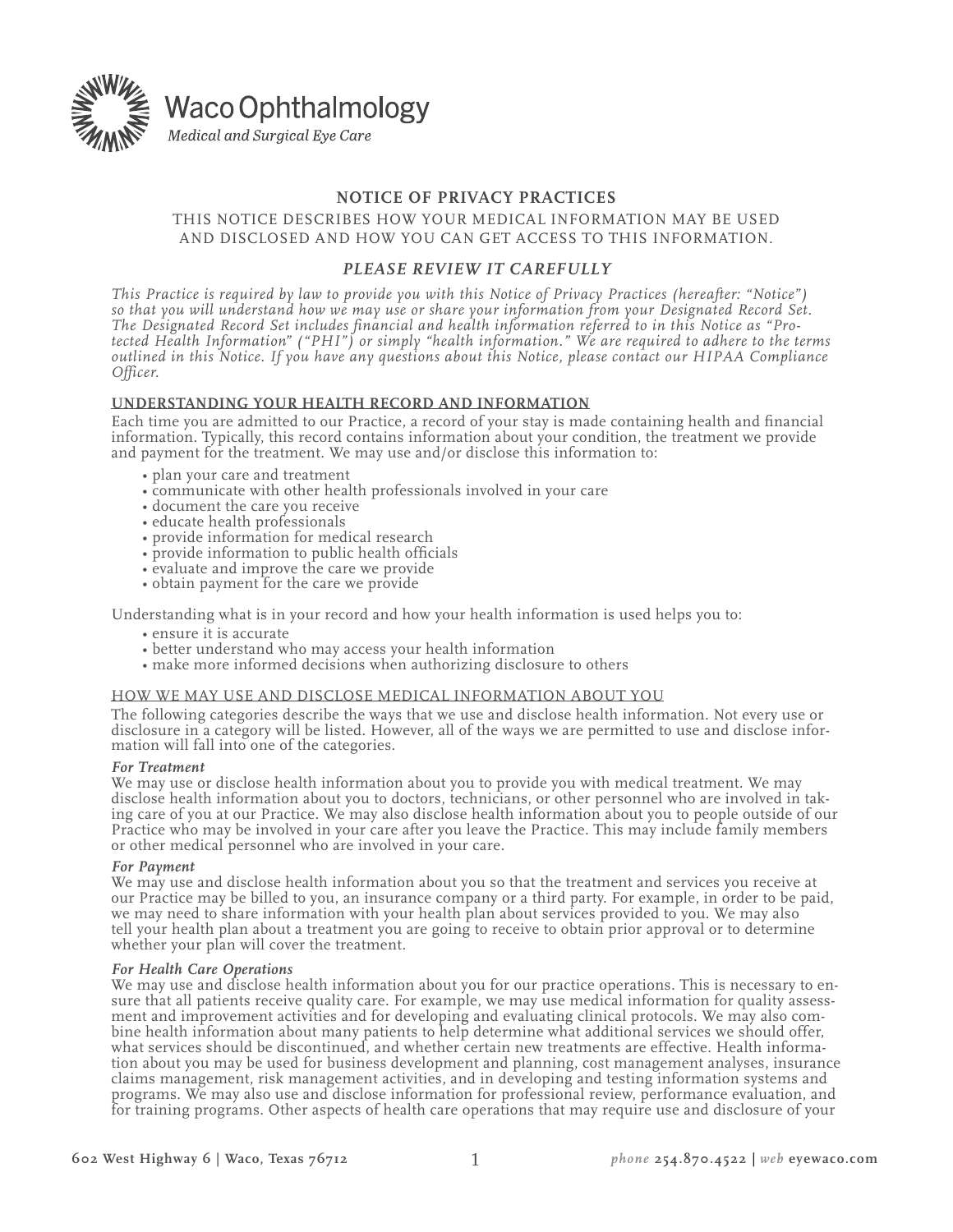Waco Ophthalmology

*Medical and Surgical Eye Care*

# NOTICE OF PRIVACY PRACTICES

THIS NOTICE DESCRIBES HOW YOUR MEDICAL INFORMATION MAY BE USED AND DISCLOSED AND HOW YOU CAN GET ACCESS TO THIS INFORMATION.

## *PLEASE REVIEW IT CAREFULLY*

*This Practice is required by law to provide you with this Notice of Privacy Practices (hereafter: "Notice") so that you will understand how we may use or share your information from your Designated Record Set. The Designated Record Set includes financial and health information referred to in this Notice as "Protected Health Information" ("PHI") or simply "health information." We are required to adhere to the terms outlined in this Notice. If you have any questions about this Notice, please contact our HIPAA Compliance Officer.*

## UNDERSTANDING YOUR HEALTH RECORD AND INFORMATION

Each time you are admitted to our Practice, a record of your stay is made containing health and financial information. Typically, this record contains information about your condition, the treatment we provide and payment for the treatment. We may use and/or disclose this information to:

- plan your care and treatment
- communicate with other health professionals involved in your care
- document the care you receive
- educate health professionals
- provide information for medical research
- provide information to public health officials
- evaluate and improve the care we provide
- obtain payment for the care we provide

Understanding what is in your record and how your health information is used helps you to:

- ensure it is accurate
- better understand who may access your health information
- make more informed decisions when authorizing disclosure to others

## HOW WE MAY USE AND DISCLOSE MEDICAL INFORMATION ABOUT YOU

The following categories describe the ways that we use and disclose health information. Not every use or disclosure in a category will be listed. However, all of the ways we are permitted to use and disclose information will fall into one of the categories.

***For Treatment***

We may use or disclose health information about you to provide you with medical treatment. We may disclose health information about you to doctors, technicians, or other personnel who are involved in taking care of you at our Practice. We may also disclose health information about you to people outside of our Practice who may be involved in your care after you leave the Practice. This may include family members or other medical personnel who are involved in your care.

***For Payment***

We may use and disclose health information about you so that the treatment and services you receive at our Practice may be billed to you, an insurance company or a third party. For example, in order to be paid, we may need to share information with your health plan about services provided to you. We may also tell your health plan about a treatment you are going to receive to obtain prior approval or to determine whether your plan will cover the treatment.

***For Health Care Operations***

We may use and disclose health information about you for our practice operations. This is necessary to ensure that all patients receive quality care. For example, we may use medical information for quality assessment and improvement activities and for developing and evaluating clinical protocols. We may also combine health information about many patients to help determine what additional services we should offer, what services should be discontinued, and whether certain new treatments are effective. Health information about you may be used for business development and planning, cost management analyses, insurance claims management, risk management activities, and in developing and testing information systems and programs. We may also use and disclose information for professional review, performance evaluation, and for training programs. Other aspects of health care operations that may require use and disclosure of your

602 West Highway 6 | Waco, Texas 76712 *phone* 254.870.4522 | *web* eyewaco.com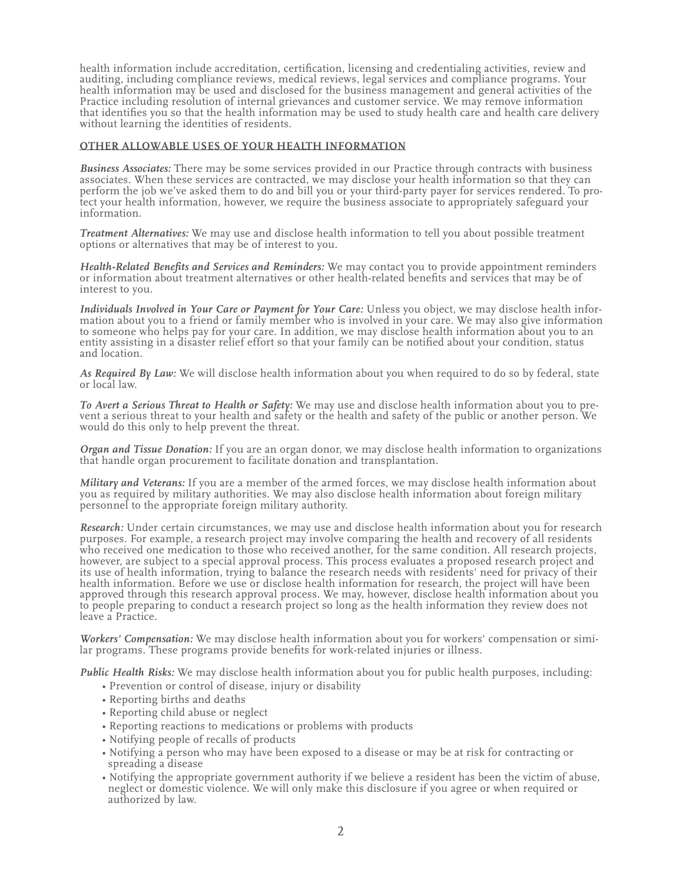health information include accreditation, certification, licensing and credentialing activities, review and auditing, including compliance reviews, medical reviews, legal services and compliance programs. Your health information may be used and disclosed for the business management and general activities of the Practice including resolution of internal grievances and customer service. We may remove information that identifies you so that the health information may be used to study health care and health care delivery without learning the identities of residents.

## OTHER ALLOWABLE USES OF YOUR HEALTH INFORMATION

***Business Associates:*** There may be some services provided in our Practice through contracts with business associates. When these services are contracted, we may disclose your health information so that they can perform the job we've asked them to do and bill you or your third-party payer for services rendered. To protect your health information, however, we require the business associate to appropriately safeguard your information.

***Treatment Alternatives:*** We may use and disclose health information to tell you about possible treatment options or alternatives that may be of interest to you.

***Health-Related Benefits and Services and Reminders:*** We may contact you to provide appointment reminders or information about treatment alternatives or other health-related benefits and services that may be of interest to you.

***Individuals Involved in Your Care or Payment for Your Care:*** Unless you object, we may disclose health information about you to a friend or family member who is involved in your care. We may also give information to someone who helps pay for your care. In addition, we may disclose health information about you to an entity assisting in a disaster relief effort so that your family can be notified about your condition, status and location.

***As Required By Law:*** We will disclose health information about you when required to do so by federal, state or local law.

***To Avert a Serious Threat to Health or Safety:*** We may use and disclose health information about you to prevent a serious threat to your health and safety or the health and safety of the public or another person. We would do this only to help prevent the threat.

***Organ and Tissue Donation:*** If you are an organ donor, we may disclose health information to organizations that handle organ procurement to facilitate donation and transplantation.

***Military and Veterans:*** If you are a member of the armed forces, we may disclose health information about you as required by military authorities. We may also disclose health information about foreign military personnel to the appropriate foreign military authority.

***Research:*** Under certain circumstances, we may use and disclose health information about you for research purposes. For example, a research project may involve comparing the health and recovery of all residents who received one medication to those who received another, for the same condition. All research projects, however, are subject to a special approval process. This process evaluates a proposed research project and its use of health information, trying to balance the research needs with residents' need for privacy of their health information. Before we use or disclose health information for research, the project will have been approved through this research approval process. We may, however, disclose health information about you to people preparing to conduct a research project so long as the health information they review does not leave a Practice.

***Workers' Compensation:*** We may disclose health information about you for workers' compensation or similar programs. These programs provide benefits for work-related injuries or illness.

***Public Health Risks:*** We may disclose health information about you for public health purposes, including:

- Prevention or control of disease, injury or disability
- Reporting births and deaths
- Reporting child abuse or neglect
- Reporting reactions to medications or problems with products
- Notifying people of recalls of products
- Notifying a person who may have been exposed to a disease or may be at risk for contracting or spreading a disease
- Notifying the appropriate government authority if we believe a resident has been the victim of abuse, neglect or domestic violence. We will only make this disclosure if you agree or when required or authorized by law.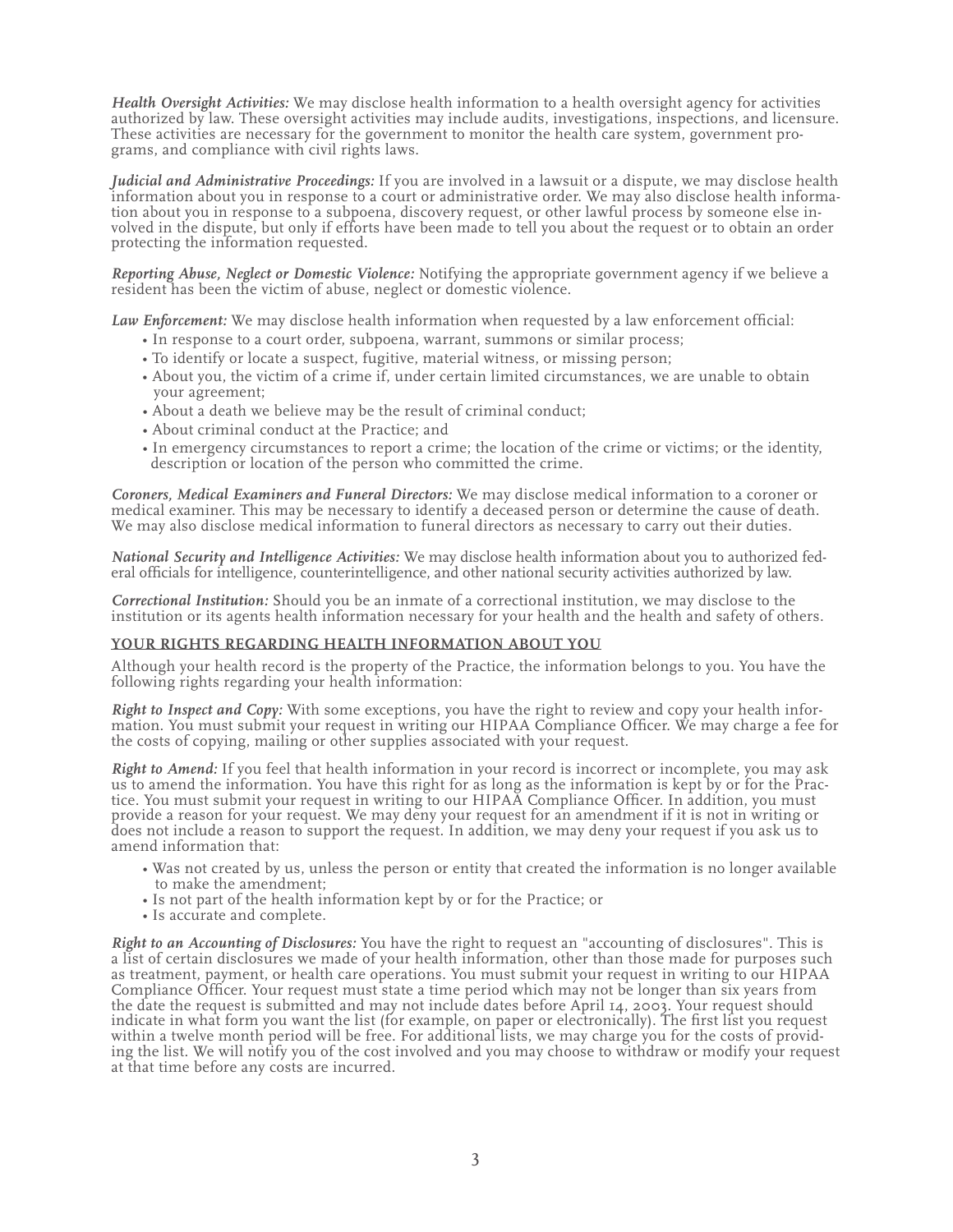***Health Oversight Activities:*** We may disclose health information to a health oversight agency for activities authorized by law. These oversight activities may include audits, investigations, inspections, and licensure. These activities are necessary for the government to monitor the health care system, government programs, and compliance with civil rights laws.

***Judicial and Administrative Proceedings:*** If you are involved in a lawsuit or a dispute, we may disclose health information about you in response to a court or administrative order. We may also disclose health information about you in response to a subpoena, discovery request, or other lawful process by someone else involved in the dispute, but only if efforts have been made to tell you about the request or to obtain an order protecting the information requested.

***Reporting Abuse, Neglect or Domestic Violence:*** Notifying the appropriate government agency if we believe a resident has been the victim of abuse, neglect or domestic violence.

***Law Enforcement:*** We may disclose health information when requested by a law enforcement official:

- In response to a court order, subpoena, warrant, summons or similar process;
- To identify or locate a suspect, fugitive, material witness, or missing person;
- About you, the victim of a crime if, under certain limited circumstances, we are unable to obtain your agreement;
- About a death we believe may be the result of criminal conduct;
- About criminal conduct at the Practice; and
- In emergency circumstances to report a crime; the location of the crime or victims; or the identity, description or location of the person who committed the crime.

***Coroners, Medical Examiners and Funeral Directors:*** We may disclose medical information to a coroner or medical examiner. This may be necessary to identify a deceased person or determine the cause of death. We may also disclose medical information to funeral directors as necessary to carry out their duties.

***National Security and Intelligence Activities:*** We may disclose health information about you to authorized federal officials for intelligence, counterintelligence, and other national security activities authorized by law.

***Correctional Institution:*** Should you be an inmate of a correctional institution, we may disclose to the institution or its agents health information necessary for your health and the health and safety of others.

## YOUR RIGHTS REGARDING HEALTH INFORMATION ABOUT YOU

Although your health record is the property of the Practice, the information belongs to you. You have the following rights regarding your health information:

***Right to Inspect and Copy:*** With some exceptions, you have the right to review and copy your health information. You must submit your request in writing our HIPAA Compliance Officer. We may charge a fee for the costs of copying, mailing or other supplies associated with your request.

***Right to Amend:*** If you feel that health information in your record is incorrect or incomplete, you may ask us to amend the information. You have this right for as long as the information is kept by or for the Practice. You must submit your request in writing to our HIPAA Compliance Officer. In addition, you must provide a reason for your request. We may deny your request for an amendment if it is not in writing or does not include a reason to support the request. In addition, we may deny your request if you ask us to amend information that:

- Was not created by us, unless the person or entity that created the information is no longer available to make the amendment;
- Is not part of the health information kept by or for the Practice; or
- Is accurate and complete.

***Right to an Accounting of Disclosures:*** You have the right to request an "accounting of disclosures". This is a list of certain disclosures we made of your health information, other than those made for purposes such as treatment, payment, or health care operations. You must submit your request in writing to our HIPAA Compliance Officer. Your request must state a time period which may not be longer than six years from the date the request is submitted and may not include dates before April 14, 2003. Your request should indicate in what form you want the list (for example, on paper or electronically). The first list you request within a twelve month period will be free. For additional lists, we may charge you for the costs of providing the list. We will notify you of the cost involved and you may choose to withdraw or modify your request at that time before any costs are incurred.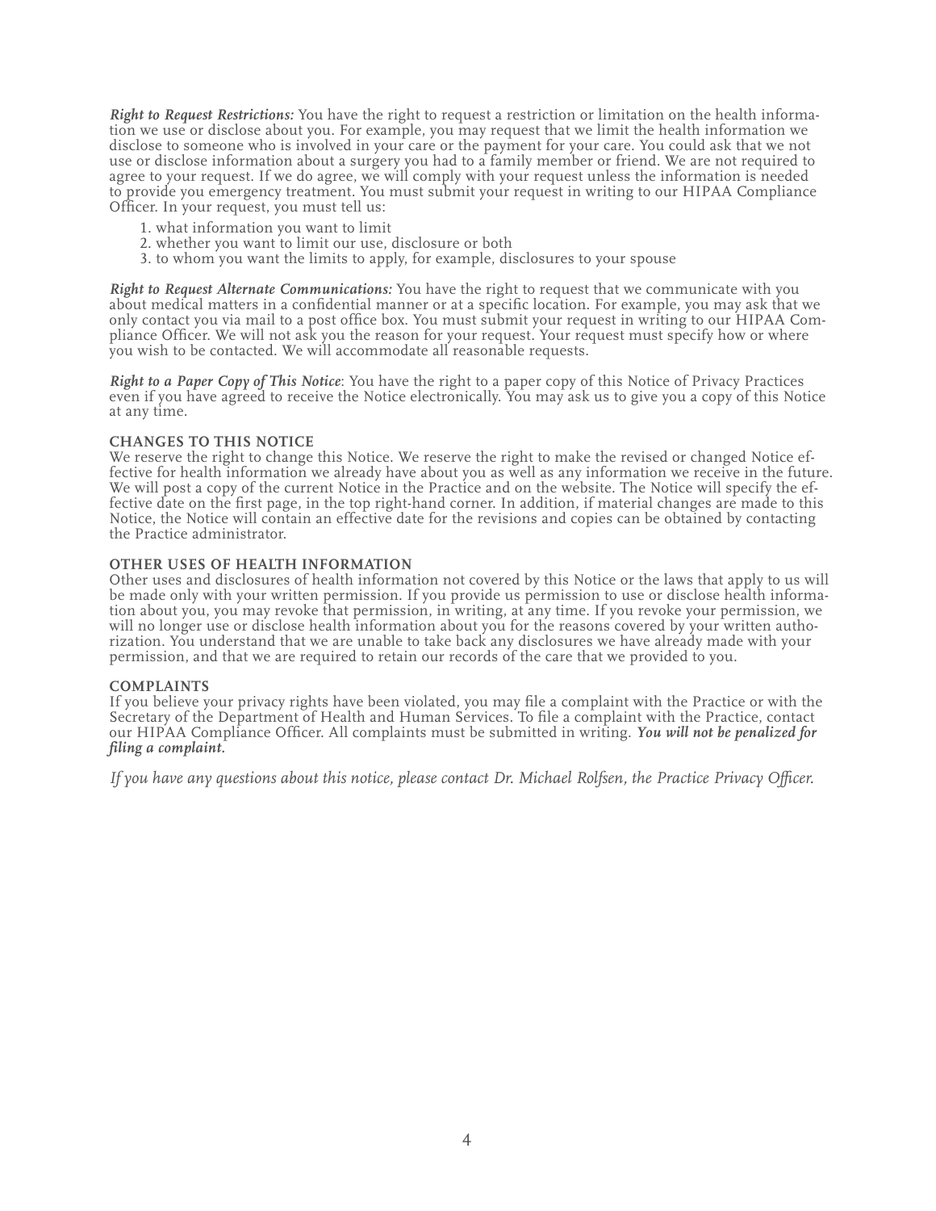***Right to Request Restrictions:*** You have the right to request a restriction or limitation on the health information we use or disclose about you. For example, you may request that we limit the health information we disclose to someone who is involved in your care or the payment for your care. You could ask that we not use or disclose information about a surgery you had to a family member or friend. We are not required to agree to your request. If we do agree, we will comply with your request unless the information is needed to provide you emergency treatment. You must submit your request in writing to our HIPAA Compliance Officer. In your request, you must tell us:

1. what information you want to limit
2. whether you want to limit our use, disclosure or both
3. to whom you want the limits to apply, for example, disclosures to your spouse

***Right to Request Alternate Communications:*** You have the right to request that we communicate with you about medical matters in a confidential manner or at a specific location. For example, you may ask that we only contact you via mail to a post office box. You must submit your request in writing to our HIPAA Compliance Officer. We will not ask you the reason for your request. Your request must specify how or where you wish to be contacted. We will accommodate all reasonable requests.

***Right to a Paper Copy of This Notice***: You have the right to a paper copy of this Notice of Privacy Practices even if you have agreed to receive the Notice electronically. You may ask us to give you a copy of this Notice at any time.

**CHANGES TO THIS NOTICE**

We reserve the right to change this Notice. We reserve the right to make the revised or changed Notice effective for health information we already have about you as well as any information we receive in the future. We will post a copy of the current Notice in the Practice and on the website. The Notice will specify the effective date on the first page, in the top right-hand corner. In addition, if material changes are made to this Notice, the Notice will contain an effective date for the revisions and copies can be obtained by contacting the Practice administrator.

**OTHER USES OF HEALTH INFORMATION**

Other uses and disclosures of health information not covered by this Notice or the laws that apply to us will be made only with your written permission. If you provide us permission to use or disclose health information about you, you may revoke that permission, in writing, at any time. If you revoke your permission, we will no longer use or disclose health information about you for the reasons covered by your written authorization. You understand that we are unable to take back any disclosures we have already made with your permission, and that we are required to retain our records of the care that we provided to you.

**COMPLAINTS**

If you believe your privacy rights have been violated, you may file a complaint with the Practice or with the Secretary of the Department of Health and Human Services. To file a complaint with the Practice, contact our HIPAA Compliance Officer. All complaints must be submitted in writing. ***You will not be penalized for filing a complaint.***

*If you have any questions about this notice, please contact Dr. Michael Rolfsen, the Practice Privacy Officer.*